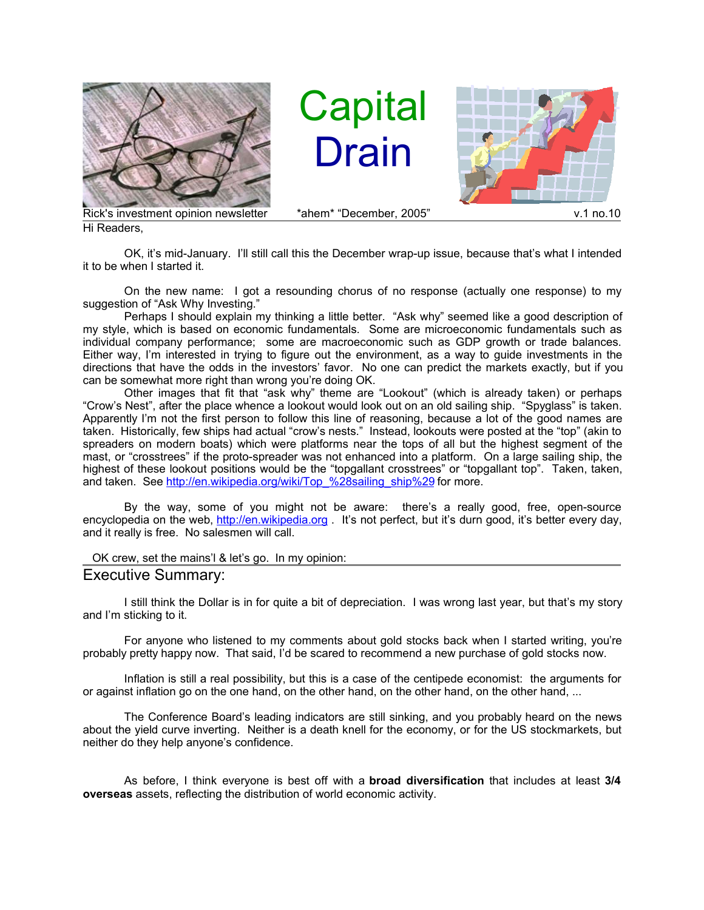# Capital Drain

Rick's investment opinion newsletter *ahem* "December, 2005" v.1 no.10

Hi Readers,

OK, it's mid-January. I'll still call this the December wrap-up issue, because that's what I intended it to be when I started it.

On the new name: I got a resounding chorus of no response (actually one response) to my suggestion of "Ask Why Investing."

Perhaps I should explain my thinking a little better. "Ask why" seemed like a good description of my style, which is based on economic fundamentals. Some are microeconomic fundamentals such as individual company performance; some are macroeconomic such as GDP growth or trade balances. Either way, I'm interested in trying to figure out the environment, as a way to guide investments in the directions that have the odds in the investors' favor. No one can predict the markets exactly, but if you can be somewhat more right than wrong you're doing OK.

Other images that fit that "ask why" theme are "Lookout" (which is already taken) or perhaps "Crow's Nest", after the place whence a lookout would look out on an old sailing ship. "Spyglass" is taken. Apparently I'm not the first person to follow this line of reasoning, because a lot of the good names are taken. Historically, few ships had actual "crow's nests." Instead, lookouts were posted at the "top" (akin to spreaders on modern boats) which were platforms near the tops of all but the highest segment of the mast, or "crosstrees" if the proto-spreader was not enhanced into a platform. On a large sailing ship, the highest of these lookout positions would be the "topgallant crosstrees" or "topgallant top". Taken, taken, and taken. See http://en.wikipedia.org/wiki/Top_%28sailing_ship%29 for more.

By the way, some of you might not be aware: there's a really good, free, open-source encyclopedia on the web, http://en.wikipedia.org . It's not perfect, but it's durn good, it's better every day, and it really is free. No salesmen will call.

OK crew, set the mains'l & let's go. In my opinion:

## Executive Summary:

I still think the Dollar is in for quite a bit of depreciation. I was wrong last year, but that's my story and I'm sticking to it.

For anyone who listened to my comments about gold stocks back when I started writing, you're probably pretty happy now. That said, I'd be scared to recommend a new purchase of gold stocks now.

Inflation is still a real possibility, but this is a case of the centipede economist: the arguments for or against inflation go on the one hand, on the other hand, on the other hand, on the other hand, ...

The Conference Board's leading indicators are still sinking, and you probably heard on the news about the yield curve inverting. Neither is a death knell for the economy, or for the US stockmarkets, but neither do they help anyone's confidence.

As before, I think everyone is best off with a **broad diversification** that includes at least **3/4 overseas** assets, reflecting the distribution of world economic activity.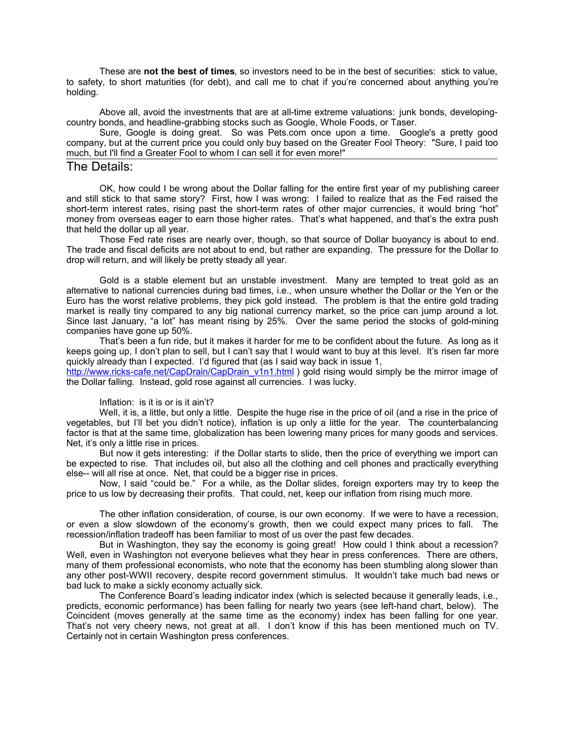These are **not the best of times**, so investors need to be in the best of securities: stick to value, to safety, to short maturities (for debt), and call me to chat if you're concerned about anything you're holding.

Above all, avoid the investments that are at all-time extreme valuations: junk bonds, developing-country bonds, and headline-grabbing stocks such as Google, Whole Foods, or Taser.

Sure, Google is doing great. So was Pets.com once upon a time. Google's a pretty good company, but at the current price you could only buy based on the Greater Fool Theory: "Sure, I paid too much, but I'll find a Greater Fool to whom I can sell it for even more!"

## The Details:

OK, how could I be wrong about the Dollar falling for the entire first year of my publishing career and still stick to that same story? First, how I was wrong: I failed to realize that as the Fed raised the short-term interest rates, rising past the short-term rates of other major currencies, it would bring "hot" money from overseas eager to earn those higher rates. That's what happened, and that's the extra push that held the dollar up all year.

Those Fed rate rises are nearly over, though, so that source of Dollar buoyancy is about to end. The trade and fiscal deficits are not about to end, but rather are expanding. The pressure for the Dollar to drop will return, and will likely be pretty steady all year.

Gold is a stable element but an unstable investment. Many are tempted to treat gold as an alternative to national currencies during bad times, i.e., when unsure whether the Dollar or the Yen or the Euro has the worst relative problems, they pick gold instead. The problem is that the entire gold trading market is really tiny compared to any big national currency market, so the price can jump around a lot. Since last January, "a lot" has meant rising by 25%. Over the same period the stocks of gold-mining companies have gone up 50%.

That's been a fun ride, but it makes it harder for me to be confident about the future. As long as it keeps going up, I don't plan to sell, but I can't say that I would want to buy at this level. It's risen far more quickly already than I expected. I'd figured that (as I said way back in issue 1, http://www.ricks-cafe.net/CapDrain/CapDrain_v1n1.html ) gold rising would simply be the mirror image of the Dollar falling. Instead, gold rose against all currencies. I was lucky.

Inflation: is it is or is it ain't?

Well, it is, a little, but only a little. Despite the huge rise in the price of oil (and a rise in the price of vegetables, but I'll bet you didn't notice), inflation is up only a little for the year. The counterbalancing factor is that at the same time, globalization has been lowering many prices for many goods and services. Net, it's only a little rise in prices.

But now it gets interesting: if the Dollar starts to slide, then the price of everything we import can be expected to rise. That includes oil, but also all the clothing and cell phones and practically everything else-- will all rise at once. Net, that could be a bigger rise in prices.

Now, I said "could be." For a while, as the Dollar slides, foreign exporters may try to keep the price to us low by decreasing their profits. That could, net, keep our inflation from rising much more.

The other inflation consideration, of course, is our own economy. If we were to have a recession, or even a slow slowdown of the economy's growth, then we could expect many prices to fall. The recession/inflation tradeoff has been familiar to most of us over the past few decades.

But in Washington, they say the economy is going great! How could I think about a recession? Well, even in Washington not everyone believes what they hear in press conferences. There are others, many of them professional economists, who note that the economy has been stumbling along slower than any other post-WWII recovery, despite record government stimulus. It wouldn't take much bad news or bad luck to make a sickly economy actually sick.

The Conference Board's leading indicator index (which is selected because it generally leads, i.e., predicts, economic performance) has been falling for nearly two years (see left-hand chart, below). The Coincident (moves generally at the same time as the economy) index has been falling for one year. That's not very cheery news, not great at all. I don't know if this has been mentioned much on TV. Certainly not in certain Washington press conferences.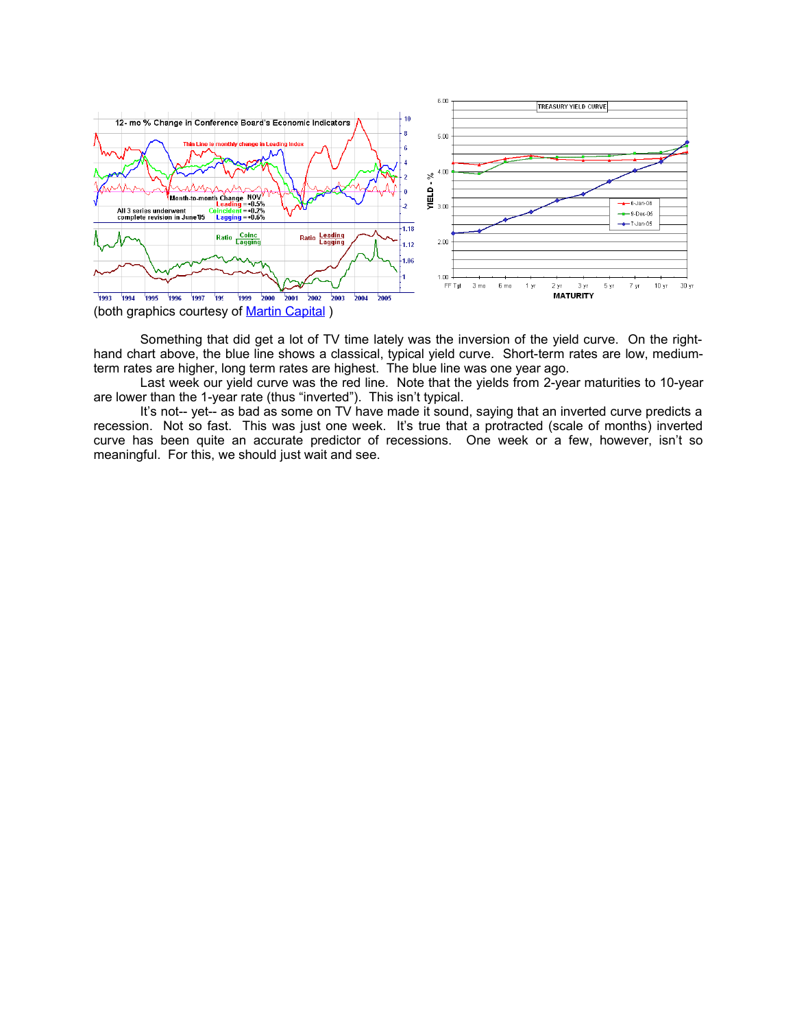(both graphics courtesy of [Martin Capital](Martin Capital) )

Something that did get a lot of TV time lately was the inversion of the yield curve. On the right-hand chart above, the blue line shows a classical, typical yield curve. Short-term rates are low, medium-term rates are higher, long term rates are highest. The blue line was one year ago.

Last week our yield curve was the red line. Note that the yields from 2-year maturities to 10-year are lower than the 1-year rate (thus "inverted"). This isn't typical.

It's not-- yet-- as bad as some on TV have made it sound, saying that an inverted curve predicts a recession. Not so fast. This was just one week. It's true that a protracted (scale of months) inverted curve has been quite an accurate predictor of recessions. One week or a few, however, isn't so meaningful. For this, we should just wait and see.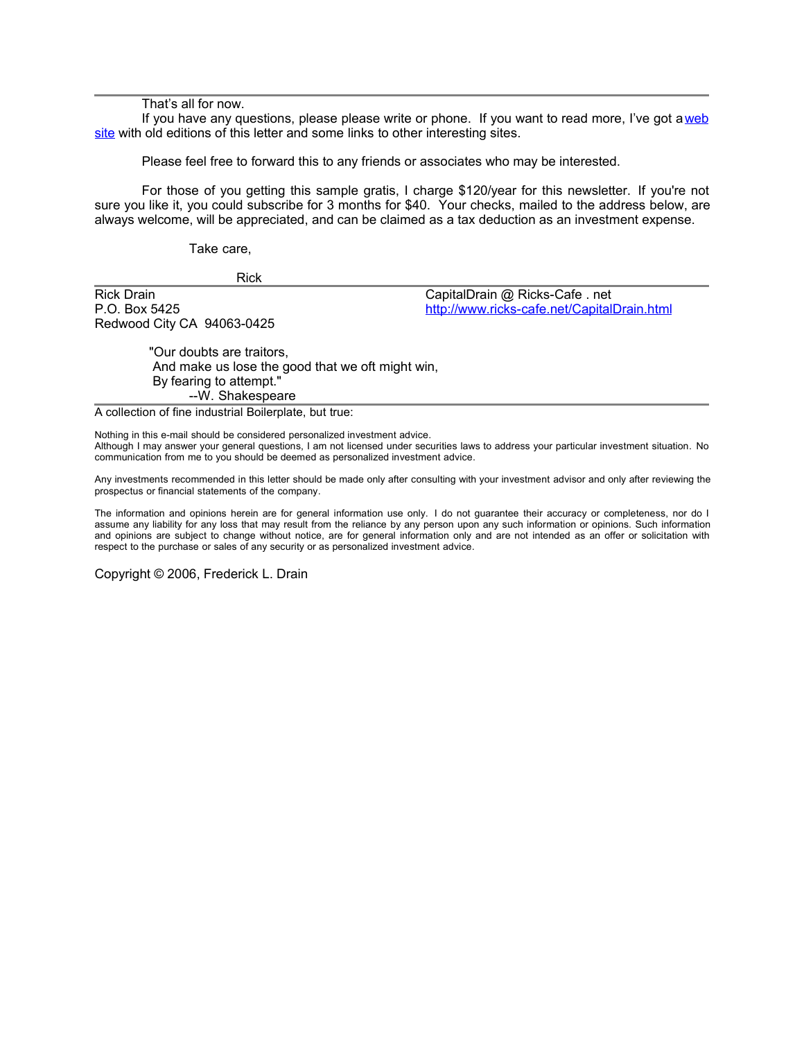---

That's all for now.

If you have any questions, please please write or phone. If you want to read more, I've got a web site with old editions of this letter and some links to other interesting sites.

Please feel free to forward this to any friends or associates who may be interested.

For those of you getting this sample gratis, I charge $120/year for this newsletter. If you're not sure you like it, you could subscribe for 3 months for $40. Your checks, mailed to the address below, are always welcome, will be appreciated, and can be claimed as a tax deduction as an investment expense.

Take care,

Rick

---

Rick Drain
P.O. Box 5425
Redwood City CA 94063-0425

CapitalDrain @ Ricks-Cafe . net
http://www.ricks-cafe.net/CapitalDrain.html

"Our doubts are traitors,
And make us lose the good that we oft might win,
By fearing to attempt."
--W. Shakespeare

---

A collection of fine industrial Boilerplate, but true:

Nothing in this e-mail should be considered personalized investment advice.
Although I may answer your general questions, I am not licensed under securities laws to address your particular investment situation. No communication from me to you should be deemed as personalized investment advice.

Any investments recommended in this letter should be made only after consulting with your investment advisor and only after reviewing the prospectus or financial statements of the company.

The information and opinions herein are for general information use only. I do not guarantee their accuracy or completeness, nor do I assume any liability for any loss that may result from the reliance by any person upon any such information or opinions. Such information and opinions are subject to change without notice, are for general information only and are not intended as an offer or solicitation with respect to the purchase or sales of any security or as personalized investment advice.

Copyright © 2006, Frederick L. Drain